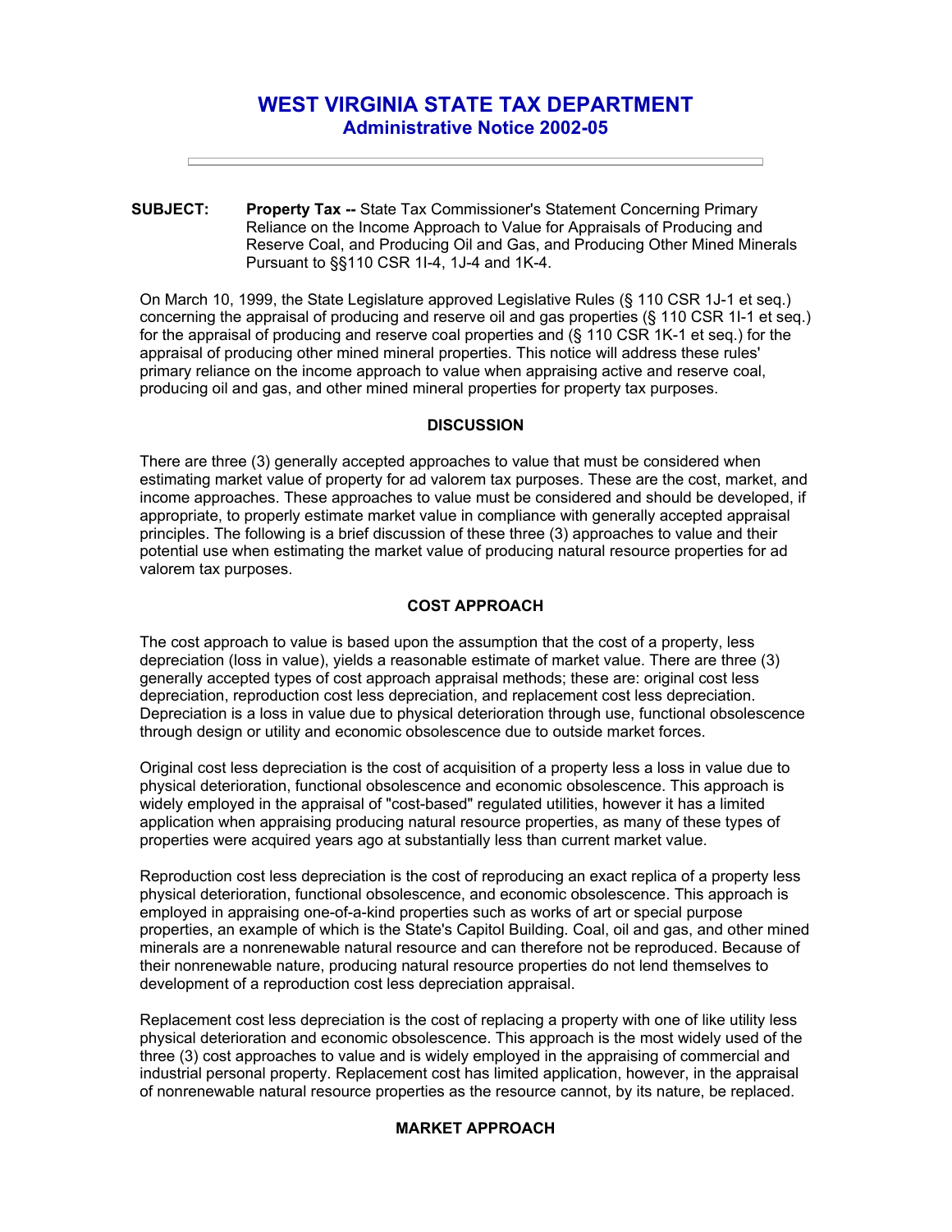# WEST VIRGINIA STATE TAX DEPARTMENT

## Administrative Notice 2002-05

---

**SUBJECT:** **Property Tax --** State Tax Commissioner's Statement Concerning Primary Reliance on the Income Approach to Value for Appraisals of Producing and Reserve Coal, and Producing Oil and Gas, and Producing Other Mined Minerals Pursuant to §§110 CSR 1I-4, 1J-4 and 1K-4.

On March 10, 1999, the State Legislature approved Legislative Rules (§ 110 CSR 1J-1 et seq.) concerning the appraisal of producing and reserve oil and gas properties (§ 110 CSR 1I-1 et seq.) for the appraisal of producing and reserve coal properties and (§ 110 CSR 1K-1 et seq.) for the appraisal of producing other mined mineral properties. This notice will address these rules' primary reliance on the income approach to value when appraising active and reserve coal, producing oil and gas, and other mineral properties for property tax purposes.

### DISCUSSION

There are three (3) generally accepted approaches to value that must be considered when estimating market value of property for ad valorem tax purposes. These are the cost, market, and income approaches. These approaches to value must be considered and should be developed, if appropriate, to properly estimate market value in compliance with generally accepted appraisal principles. The following is a brief discussion of these three (3) approaches to value and their potential use when estimating the market value of producing natural resource properties for ad valorem tax purposes.

### COST APPROACH

The cost approach to value is based upon the assumption that the cost of a property, less depreciation (loss in value), yields a reasonable estimate of market value. There are three (3) generally accepted types of cost approach appraisal methods; these are: original cost less depreciation, reproduction cost less depreciation, and replacement cost less depreciation. Depreciation is a loss in value due to physical deterioration through use, functional obsolescence through design or utility and economic obsolescence due to outside market forces.

Original cost less depreciation is the cost of acquisition of a property less a loss in value due to physical deterioration, functional obsolescence and economic obsolescence. This approach is widely employed in the appraisal of "cost-based" regulated utilities, however it has a limited application when appraising producing natural resource properties, as many of these types of properties were acquired years ago at substantially less than current market value.

Reproduction cost less depreciation is the cost of reproducing an exact replica of a property less physical deterioration, functional obsolescence, and economic obsolescence. This approach is employed in appraising one-of-a-kind properties such as works of art or special purpose properties, an example of which is the State's Capitol Building. Coal, oil and gas, and other mined minerals are a nonrenewable natural resource and can therefore not be reproduced. Because of their nonrenewable nature, producing natural resource properties do not lend themselves to development of a reproduction cost less depreciation appraisal.

Replacement cost less depreciation is the cost of replacing a property with one of like utility less physical deterioration and economic obsolescence. This approach is the most widely used of the three (3) cost approaches to value and is widely employed in the appraising of commercial and industrial personal property. Replacement cost has limited application, however, in the appraisal of nonrenewable natural resource properties as the resource cannot, by its nature, be replaced.

### MARKET APPROACH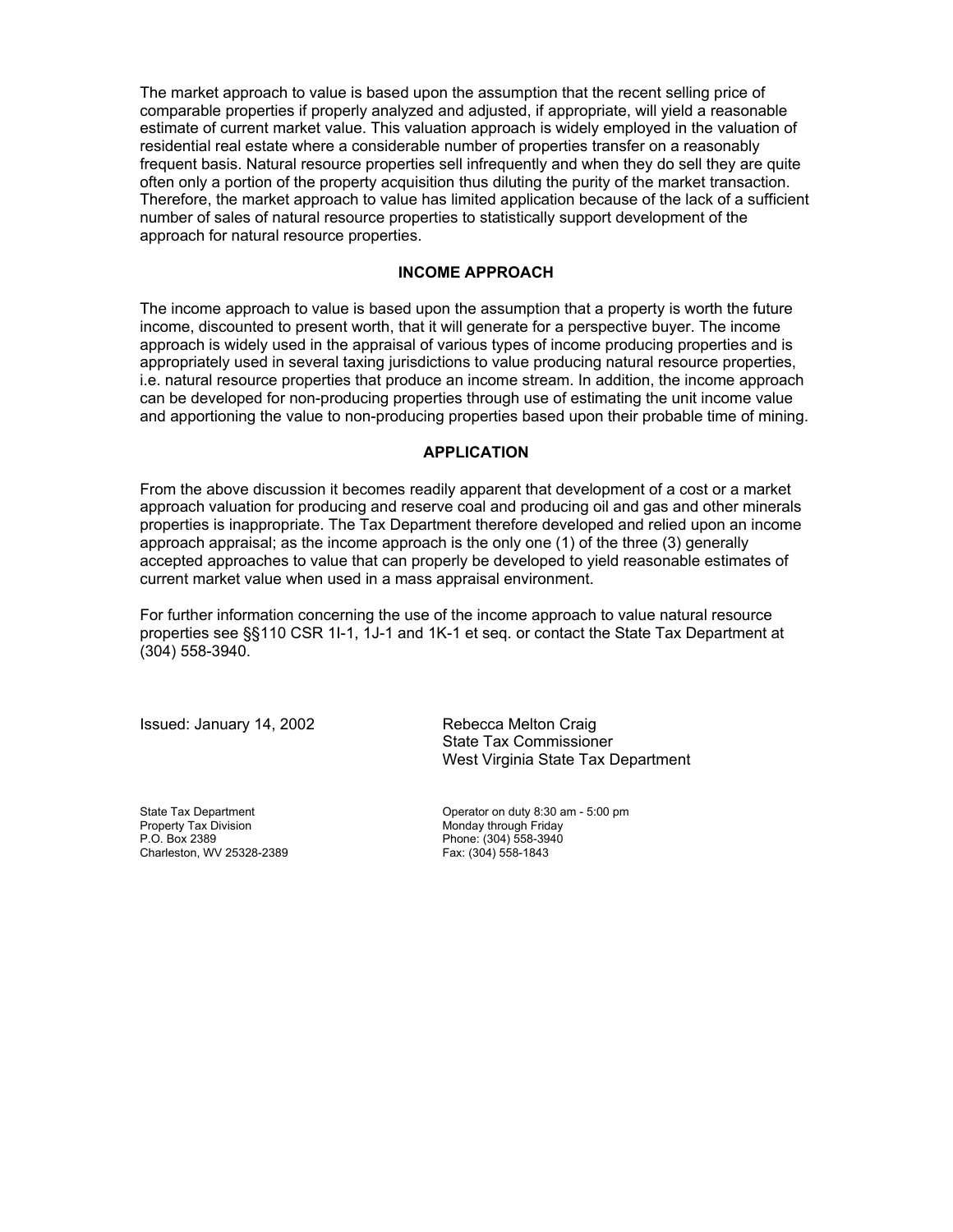The market approach to value is based upon the assumption that the recent selling price of comparable properties if properly analyzed and adjusted, if appropriate, will yield a reasonable estimate of current market value. This valuation approach is widely employed in the valuation of residential real estate where a considerable number of properties transfer on a reasonably frequent basis. Natural resource properties sell infrequently and when they do sell they are quite often only a portion of the property acquisition thus diluting the purity of the market transaction. Therefore, the market approach to value has limited application because of the lack of a sufficient number of sales of natural resource properties to statistically support development of the approach for natural resource properties.

## INCOME APPROACH

The income approach to value is based upon the assumption that a property is worth the future income, discounted to present worth, that it will generate for a perspective buyer. The income approach is widely used in the appraisal of various types of income producing properties and is appropriately used in several taxing jurisdictions to value producing natural resource properties, i.e. natural resource properties that produce an income stream. In addition, the income approach can be developed for non-producing properties through use of estimating the unit income value and apportioning the value to non-producing properties based upon their probable time of mining.

## APPLICATION

From the above discussion it becomes readily apparent that development of a cost or a market approach valuation for producing and reserve coal and producing oil and gas and other minerals properties is inappropriate. The Tax Department therefore developed and relied upon an income approach appraisal; as the income approach is the only one (1) of the three (3) generally accepted approaches to value that can properly be developed to yield reasonable estimates of current market value when used in a mass appraisal environment.

For further information concerning the use of the income approach to value natural resource properties see §§110 CSR 1I-1, 1J-1 and 1K-1 et seq. or contact the State Tax Department at (304) 558-3940.

Issued: January 14, 2002

Rebecca Melton Craig
State Tax Commissioner
West Virginia State Tax Department

State Tax Department
Property Tax Division
P.O. Box 2389
Charleston, WV 25328-2389

Operator on duty 8:30 am - 5:00 pm
Monday through Friday
Phone: (304) 558-3940
Fax: (304) 558-1843